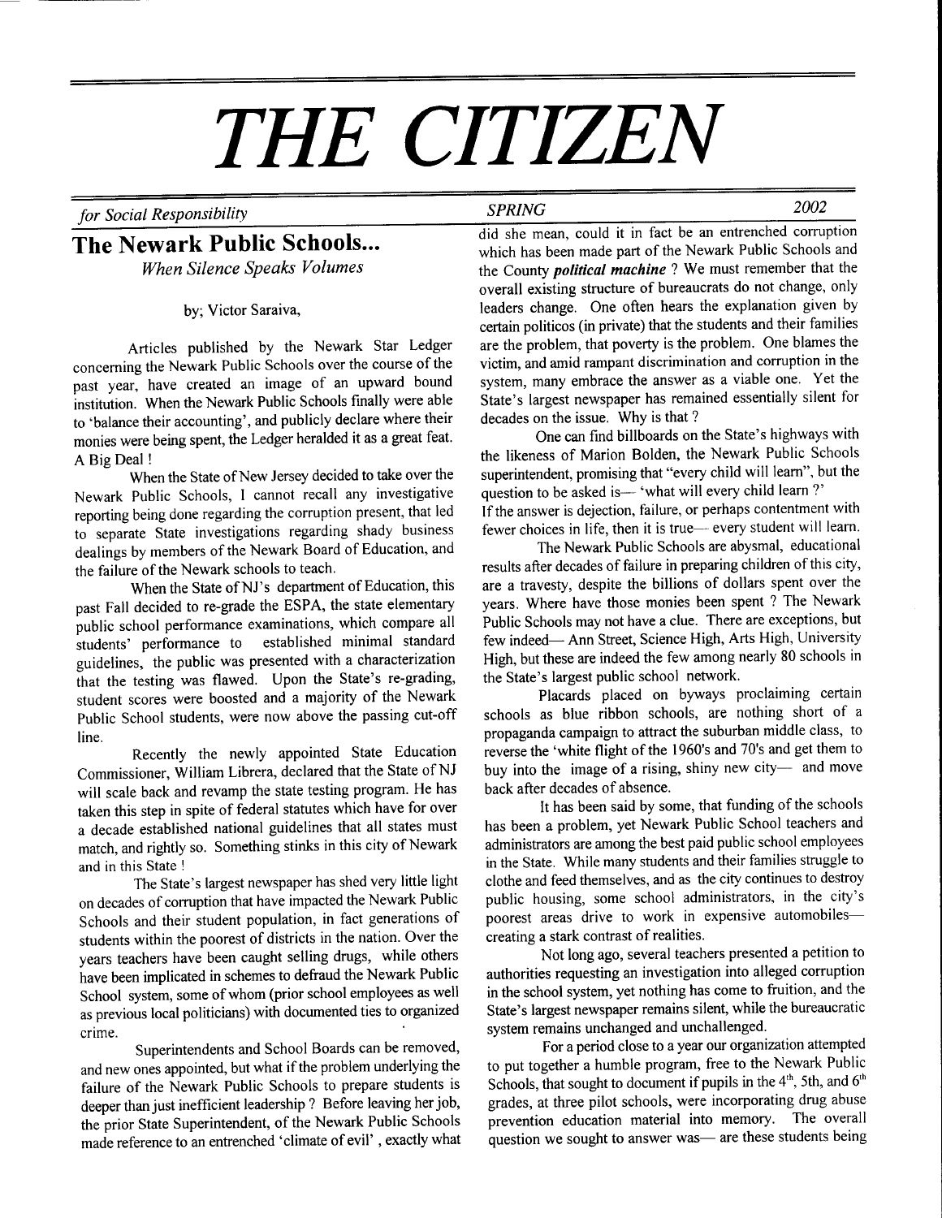# THE CITIZEN

*for Social Responsibility* — *SPRING* 2002

## The Newark Public Schools...

*When Silence Speaks Volumes*

by; Victor Saraiva,

Articles published by the Newark Star Ledger concerning the Newark Public Schools over the course of the past year, have created an image of an upward bound institution. When the Newark Public Schools finally were able to 'balance their accounting', and publicly declare where their monies were being spent, the Ledger heralded it as a great feat. A Big Deal !

When the State of New Jersey decided to take over the Newark Public Schools, I cannot recall any investigative reporting being done regarding the corruption present, that led to separate State investigations regarding shady business dealings by members of the Newark Board of Education, and the failure of the Newark schools to teach.

When the State of NJ's department of Education, this past Fall decided to re-grade the ESPA, the state elementary public school performance examinations, which compare all students' performance to established minimal standard guidelines, the public was presented with a characterization that the testing was flawed. Upon the State's re-grading, student scores were boosted and a majority of the Newark Public School students, were now above the passing cut-off line.

Recently the newly appointed State Education Commissioner, William Librera, declared that the State of NJ will scale back and revamp the state testing program. He has taken this step in spite of federal statutes which have for over a decade established national guidelines that all states must match, and rightly so. Something stinks in this city of Newark and in this State !

The State's largest newspaper has shed very little light on decades of corruption that have impacted the Newark Public Schools and their student population, in fact generations of students within the poorest of districts in the nation. Over the years teachers have been caught selling drugs, while others have been implicated in schemes to defraud the Newark Public School system, some of whom (prior school employees as well as previous local politicians) with documented ties to organized crime.

Superintendents and School Boards can be removed, and new ones appointed, but what if the problem underlying the failure of the Newark Public Schools to prepare students is deeper than just inefficient leadership ? Before leaving her job, the prior State Superintendent, of the Newark Public Schools made reference to an entrenched 'climate of evil' , exactly what did she mean, could it in fact be an entrenched corruption which has been made part of the Newark Public Schools and the County ***political machine*** ? We must remember that the overall existing structure of bureaucrats do not change, only leaders change. One often hears the explanation given by certain politicos (in private) that the students and their families are the problem, that poverty is the problem. One blames the victim, and amid rampant discrimination and corruption in the system, many embrace the answer as a viable one. Yet the State's largest newspaper has remained essentially silent for decades on the issue. Why is that ?

One can find billboards on the State's highways with the likeness of Marion Bolden, the Newark Public Schools superintendent, promising that "every child will learn", but the question to be asked is— 'what will every child learn ?' If the answer is dejection, failure, or perhaps contentment with fewer choices in life, then it is true— every student will learn.

The Newark Public Schools are abysmal, educational results after decades of failure in preparing children of this city, are a travesty, despite the billions of dollars spent over the years. Where have those monies been spent ? The Newark Public Schools may not have a clue. There are exceptions, but few indeed— Ann Street, Science High, Arts High, University High, but these are indeed the few among nearly 80 schools in the State's largest public school network.

Placards placed on byways proclaiming certain schools as blue ribbon schools, are nothing short of a propaganda campaign to attract the suburban middle class, to reverse the 'white flight of the 1960's and 70's and get them to buy into the image of a rising, shiny new city— and move back after decades of absence.

It has been said by some, that funding of the schools has been a problem, yet Newark Public School teachers and administrators are among the best paid public school employees in the State. While many students and their families struggle to clothe and feed themselves, and as the city continues to destroy public housing, some school administrators, in the city's poorest areas drive to work in expensive automobiles— creating a stark contrast of realities.

Not long ago, several teachers presented a petition to authorities requesting an investigation into alleged corruption in the school system, yet nothing has come to fruition, and the State's largest newspaper remains silent, while the bureaucratic system remains unchanged and unchallenged.

For a period close to a year our organization attempted to put together a humble program, free to the Newark Public Schools, that sought to document if pupils in the 4th, 5th, and 6th grades, at three pilot schools, were incorporating drug abuse prevention education material into memory. The overall question we sought to answer was— are these students being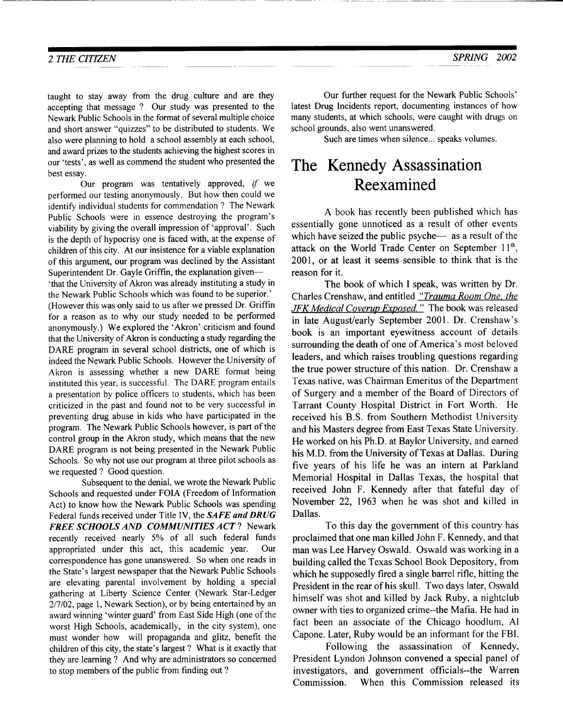taught to stay away from the drug culture and are they accepting that message ? Our study was presented to the Newark Public Schools in the format of several multiple choice and short answer "quizzes" to be distributed to students. We also were planning to hold a school assembly at each school, and award prizes to the students achieving the highest scores in our 'tests', as well as commend the student who presented the best essay.

Our program was tentatively approved, *if* we performed our testing anonymously. But how then could we identify individual students for commendation ? The Newark Public Schools were in essence destroying the program's viability by giving the overall impression of 'approval'. Such is the depth of hypocrisy one is faced with, at the expense of children of this city. At our insistence for a viable explanation of this argument, our program was declined by the Assistant Superintendent Dr. Gayle Griffin, the explanation given— 'that the University of Akron was already instituting a study in the Newark Public Schools which was found to be superior.' (However this was only said to us after we pressed Dr. Griffin for a reason as to why our study needed to be performed anonymously.) We explored the 'Akron' criticism and found that the University of Akron is conducting a study regarding the DARE program in several school districts, one of which is indeed the Newark Public Schools. However the University of Akron is assessing whether a new DARE format being instituted this year, is successful. The DARE program entails a presentation by police officers to students, which has been criticized in the past and found not to be very successful in preventing drug abuse in kids who have participated in the program. The Newark Public Schools however, is part of the control group in the Akron study, which means that the new DARE program is not being presented in the Newark Public Schools. So why not use our program at three pilot schools as we requested ? Good question.

Subsequent to the denial, we wrote the Newark Public Schools and requested under FOIA (Freedom of Information Act) to know how the Newark Public Schools was spending Federal funds received under Title IV, the ***SAFE and DRUG FREE SCHOOLS AND COMMUNITIES ACT*** ? Newark recently received nearly 5% of all such federal funds appropriated under this act, this academic year. Our correspondence has gone unanswered. So when one reads in the State's largest newspaper that the Newark Public Schools are elevating parental involvement by holding a special gathering at Liberty Science Center (Newark Star-Ledger 2/7/02, page 1, Newark Section), or by being entertained by an award winning 'winter guard' from East Side High (one of the worst High Schools, academically, in the city system), one must wonder how will propaganda and glitz, benefit the children of this city, the state's largest ? What is it exactly that they are learning ? And why are administrators so concerned to stop members of the public from finding out ?

Our further request for the Newark Public Schools' latest Drug Incidents report, documenting instances of how many students, at which schools, were caught with drugs on school grounds, also went unanswered.

Such are times when silence... speaks volumes.

# The Kennedy Assassination Reexamined

A book has recently been published which has essentially gone unnoticed as a result of other events which have seized the public psyche— as a result of the attack on the World Trade Center on September 11th, 2001, or at least it seems sensible to think that is the reason for it.

The book of which I speak, was written by Dr. Charles Crenshaw, and entitled "*Trauma Room One, the JFK Medical Coverup Exposed.*" The book was released in late August/early September 2001. Dr. Crenshaw's book is an important eyewitness account of details surrounding the death of one of America's most beloved leaders, and which raises troubling questions regarding the true power structure of this nation. Dr. Crenshaw a Texas native, was Chairman Emeritus of the Department of Surgery and a member of the Board of Directors of Tarrant County Hospital District in Fort Worth. He received his B.S. from Southern Methodist University and his Masters degree from East Texas State University. He worked on his Ph.D. at Baylor University, and earned his M.D. from the University of Texas at Dallas. During five years of his life he was an intern at Parkland Memorial Hospital in Dallas Texas, the hospital that received John F. Kennedy after that fateful day of November 22, 1963 when he was shot and killed in Dallas.

To this day the government of this country has proclaimed that one man killed John F. Kennedy, and that man was Lee Harvey Oswald. Oswald was working in a building called the Texas School Book Depository, from which he supposedly fired a single barrel rifle, hitting the President in the rear of his skull. Two days later, Oswald himself was shot and killed by Jack Ruby, a nightclub owner with ties to organized crime--the Mafia. He had in fact been an associate of the Chicago hoodlum, Al Capone. Later, Ruby would be an informant for the FBI.

Following the assassination of Kennedy, President Lyndon Johnson convened a special panel of investigators, and government officials--the Warren Commission. When this Commission released its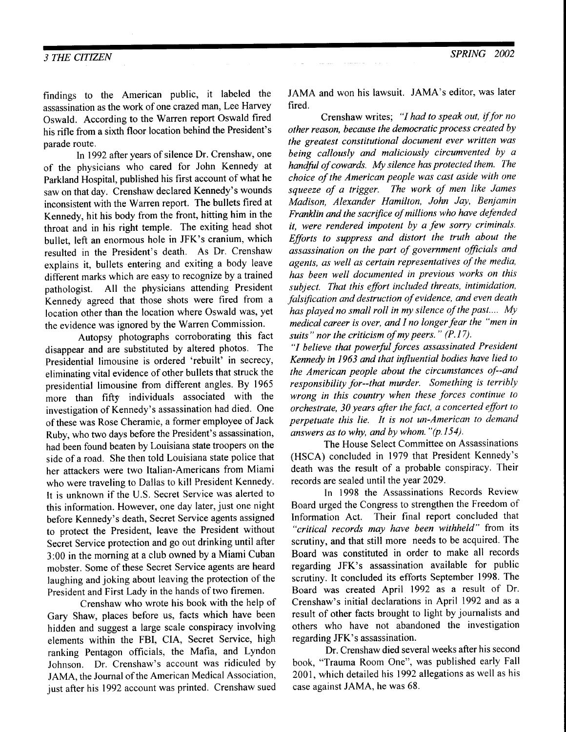findings to the American public, it labeled the assassination as the work of one crazed man, Lee Harvey Oswald. According to the Warren report Oswald fired his rifle from a sixth floor location behind the President's parade route.

In 1992 after years of silence Dr. Crenshaw, one of the physicians who cared for John Kennedy at Parkland Hospital, published his first account of what he saw on that day. Crenshaw declared Kennedy's wounds inconsistent with the Warren report. The bullets fired at Kennedy, hit his body from the front, hitting him in the throat and in his right temple. The exiting head shot bullet, left an enormous hole in JFK's cranium, which resulted in the President's death. As Dr. Crenshaw explains it, bullets entering and exiting a body leave different marks which are easy to recognize by a trained pathologist. All the physicians attending President Kennedy agreed that those shots were fired from a location other than the location where Oswald was, yet the evidence was ignored by the Warren Commission.

Autopsy photographs corroborating this fact disappear and are substituted by altered photos. The Presidential limousine is ordered 'rebuilt' in secrecy, eliminating vital evidence of other bullets that struck the presidential limousine from different angles. By 1965 more than fifty individuals associated with the investigation of Kennedy's assassination had died. One of these was Rose Cheramie, a former employee of Jack Ruby, who two days before the President's assassination, had been found beaten by Louisiana state troopers on the side of a road. She then told Louisiana state police that her attackers were two Italian-Americans from Miami who were traveling to Dallas to kill President Kennedy. It is unknown if the U.S. Secret Service was alerted to this information. However, one day later, just one night before Kennedy's death, Secret Service agents assigned to protect the President, leave the President without Secret Service protection and go out drinking until after 3:00 in the morning at a club owned by a Miami Cuban mobster. Some of these Secret Service agents are heard laughing and joking about leaving the protection of the President and First Lady in the hands of two firemen.

Crenshaw who wrote his book with the help of Gary Shaw, places before us, facts which have been hidden and suggest a large scale conspiracy involving elements within the FBI, CIA, Secret Service, high ranking Pentagon officials, the Mafia, and Lyndon Johnson. Dr. Crenshaw's account was ridiculed by JAMA, the Journal of the American Medical Association, just after his 1992 account was printed. Crenshaw sued JAMA and won his lawsuit. JAMA's editor, was later fired.

Crenshaw writes; *"I had to speak out, if for no other reason, because the democratic process created by the greatest constitutional document ever written was being callously and maliciously circumvented by a handful of cowards. My silence has protected them. The choice of the American people was cast aside with one squeeze of a trigger. The work of men like James Madison, Alexander Hamilton, John Jay, Benjamin Franklin and the sacrifice of millions who have defended it, were rendered impotent by a few sorry criminals. Efforts to suppress and distort the truth about the assassination on the part of government officials and agents, as well as certain representatives of the media, has been well documented in previous works on this subject. That this effort included threats, intimidation, falsification and destruction of evidence, and even death has played no small roll in my silence of the past.... My medical career is over, and I no longer fear the "men in suits" nor the criticism of my peers." (P.17).*

*"I believe that powerful forces assassinated President Kennedy in 1963 and that influential bodies have lied to the American people about the circumstances of--and responsibility for--that murder. Something is terribly wrong in this country when these forces continue to orchestrate, 30 years after the fact, a concerted effort to perpetuate this lie. It is not un-American to demand answers as to why, and by whom."(p.154).*

The House Select Committee on Assassinations (HSCA) concluded in 1979 that President Kennedy's death was the result of a probable conspiracy. Their records are sealed until the year 2029.

In 1998 the Assassinations Records Review Board urged the Congress to strengthen the Freedom of Information Act. Their final report concluded that *"critical records may have been withheld"* from its scrutiny, and that still more needs to be acquired. The Board was constituted in order to make all records regarding JFK's assassination available for public scrutiny. It concluded its efforts September 1998. The Board was created April 1992 as a result of Dr. Crenshaw's initial declarations in April 1992 and as a result of other facts brought to light by journalists and others who have not abandoned the investigation regarding JFK's assassination.

Dr. Crenshaw died several weeks after his second book, "Trauma Room One", was published early Fall 2001, which detailed his 1992 allegations as well as his case against JAMA, he was 68.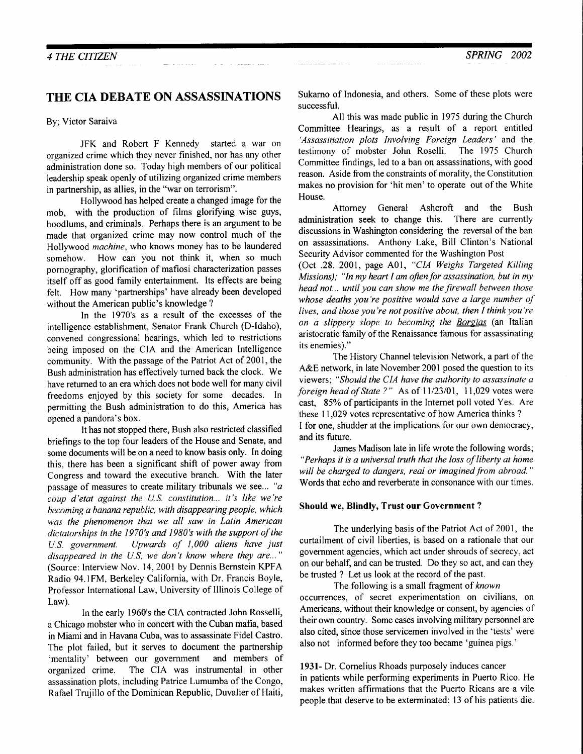## THE CIA DEBATE ON ASSASSINATIONS

By; Victor Saraiva

JFK and Robert F Kennedy started a war on organized crime which they never finished, nor has any other administration done so. Today high members of our political leadership speak openly of utilizing organized crime members in partnership, as allies, in the "war on terrorism".

Hollywood has helped create a changed image for the mob, with the production of films glorifying wise guys, hoodlums, and criminals. Perhaps there is an argument to be made that organized crime may now control much of the Hollywood *machine*, who knows money has to be laundered somehow. How can you not think it, when so much pornography, glorification of mafiosi characterization passes itself off as good family entertainment. Its effects are being felt. How many 'partnerships' have already been developed without the American public's knowledge ?

In the 1970's as a result of the excesses of the intelligence establishment, Senator Frank Church (D-Idaho), convened congressional hearings, which led to restrictions being imposed on the CIA and the American Intelligence community. With the passage of the Patriot Act of 2001, the Bush administration has effectively turned back the clock. We have returned to an era which does not bode well for many civil freedoms enjoyed by this society for some decades. In permitting the Bush administration to do this, America has opened a pandora's box.

It has not stopped there, Bush also restricted classified briefings to the top four leaders of the House and Senate, and some documents will be on a need to know basis only. In doing this, there has been a significant shift of power away from Congress and toward the executive branch. With the later passage of measures to create military tribunals we see... *"a coup d'etat against the U.S. constitution... it's like we're becoming a banana republic, with disappearing people, which was the phenomenon that we all saw in Latin American dictatorships in the 1970's and 1980's with the support of the U.S. government. Upwards of 1,000 aliens have just disappeared in the U.S, we don't know where they are..."* (Source: Interview Nov. 14, 2001 by Dennis Bernstein KPFA Radio 94.1FM, Berkeley California, with Dr. Francis Boyle, Professor International Law, University of Illinois College of Law).

In the early 1960's the CIA contracted John Rosselli, a Chicago mobster who in concert with the Cuban mafia, based in Miami and in Havana Cuba, was to assassinate Fidel Castro. The plot failed, but it serves to document the partnership 'mentality' between our government and members of organized crime. The CIA was instrumental in other assassination plots, including Patrice Lumumba of the Congo, Rafael Trujillo of the Dominican Republic, Duvalier of Haiti, Sukarno of Indonesia, and others. Some of these plots were successful.

All this was made public in 1975 during the Church Committee Hearings, as a result of a report entitled *'Assassination plots Involving Foreign Leaders'* and the testimony of mobster John Roselli. The 1975 Church Committee findings, led to a ban on assassinations, with good reason. Aside from the constraints of morality, the Constitution makes no provision for 'hit men' to operate out of the White House.

Attorney General Ashcroft and the Bush administration seek to change this. There are currently discussions in Washington considering the reversal of the ban on assassinations. Anthony Lake, Bill Clinton's National Security Advisor commented for the Washington Post (Oct .28. 2001, page A01, *"CIA Weighs Targeted Killing Missions)*; *"In my heart I am often for assassination, but in my head not... until you can show me the firewall between those whose deaths you're positive would save a large number of lives, and those you're not positive about, then I think you're on a slippery slope to becoming the Borgias* (an Italian aristocratic family of the Renaissance famous for assassinating its enemies)."

The History Channel television Network, a part of the A&E network, in late November 2001 posed the question to its viewers; *"Should the CIA have the authority to assassinate a foreign head of State ?"* As of 11/23/01, 11,029 votes were cast, 85% of participants in the Internet poll voted Yes. Are these 11,029 votes representative of how America thinks ? I for one, shudder at the implications for our own democracy, and its future.

James Madison late in life wrote the following words; *"Perhaps it is a universal truth that the loss of liberty at home will be charged to dangers, real or imagined from abroad."* Words that echo and reverberate in consonance with our times.

### Should we, Blindly, Trust our Government ?

The underlying basis of the Patriot Act of 2001, the curtailment of civil liberties, is based on a rationale that our government agencies, which act under shrouds of secrecy, act on our behalf, and can be trusted. Do they so act, and can they be trusted ? Let us look at the record of the past.

The following is a small fragment of *known* occurrences, of secret experimentation on civilians, on Americans, without their knowledge or consent, by agencies of their own country. Some cases involving military personnel are also cited, since those servicemen involved in the 'tests' were also not informed before they too became 'guinea pigs.'

**1931**- Dr. Cornelius Rhoads purposely induces cancer in patients while performing experiments in Puerto Rico. He makes written affirmations that the Puerto Ricans are a vile people that deserve to be exterminated; 13 of his patients die.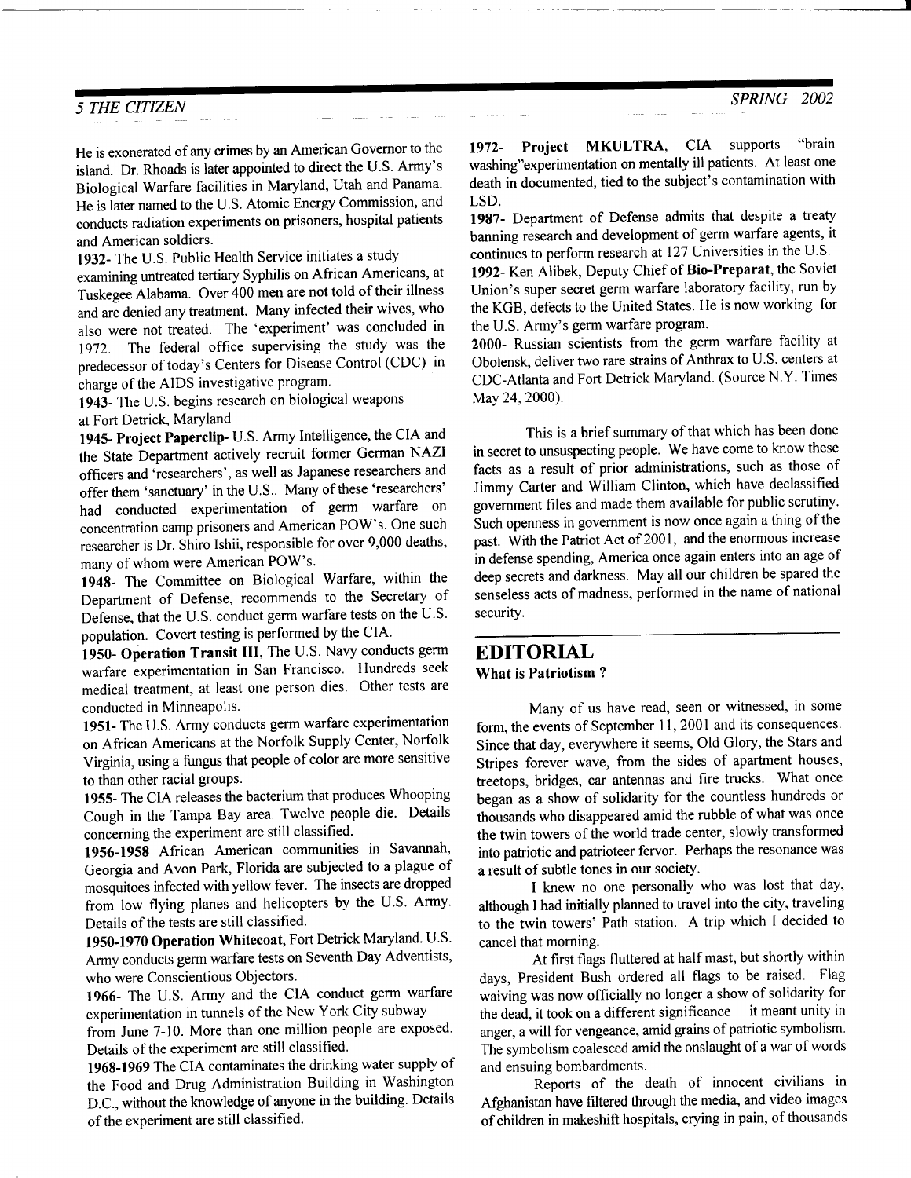He is exonerated of any crimes by an American Governor to the island. Dr. Rhoads is later appointed to direct the U.S. Army's Biological Warfare facilities in Maryland, Utah and Panama. He is later named to the U.S. Atomic Energy Commission, and conducts radiation experiments on prisoners, hospital patients and American soldiers.

**1932**- The U.S. Public Health Service initiates a study examining untreated tertiary Syphilis on African Americans, at Tuskegee Alabama. Over 400 men are not told of their illness and are denied any treatment. Many infected their wives, who also were not treated. The 'experiment' was concluded in 1972. The federal office supervising the study was the predecessor of today's Centers for Disease Control (CDC) in charge of the AIDS investigative program.

**1943**- The U.S. begins research on biological weapons at Fort Detrick, Maryland

**1945- Project Paperclip**- U.S. Army Intelligence, the CIA and the State Department actively recruit former German NAZI officers and 'researchers', as well as Japanese researchers and offer them 'sanctuary' in the U.S.. Many of these 'researchers' had conducted experimentation of germ warfare on concentration camp prisoners and American POW's. One such researcher is Dr. Shiro Ishii, responsible for over 9,000 deaths, many of whom were American POW's.

**1948**- The Committee on Biological Warfare, within the Department of Defense, recommends to the Secretary of Defense, that the U.S. conduct germ warfare tests on the U.S. population. Covert testing is performed by the CIA.

**1950- Operation Transit III**, The U.S. Navy conducts germ warfare experimentation in San Francisco. Hundreds seek medical treatment, at least one person dies. Other tests are conducted in Minneapolis.

**1951**- The U.S. Army conducts germ warfare experimentation on African Americans at the Norfolk Supply Center, Norfolk Virginia, using a fungus that people of color are more sensitive to than other racial groups.

**1955**- The CIA releases the bacterium that produces Whooping Cough in the Tampa Bay area. Twelve people die. Details concerning the experiment are still classified.

**1956-1958** African American communities in Savannah, Georgia and Avon Park, Florida are subjected to a plague of mosquitoes infected with yellow fever. The insects are dropped from low flying planes and helicopters by the U.S. Army. Details of the tests are still classified.

**1950-1970 Operation Whitecoat**, Fort Detrick Maryland. U.S. Army conducts germ warfare tests on Seventh Day Adventists, who were Conscientious Objectors.

**1966**- The U.S. Army and the CIA conduct germ warfare experimentation in tunnels of the New York City subway from June 7-10. More than one million people are exposed. Details of the experiment are still classified.

**1968-1969** The CIA contaminates the drinking water supply of the Food and Drug Administration Building in Washington D.C., without the knowledge of anyone in the building. Details of the experiment are still classified.

**1972- Project MKULTRA**, CIA supports "brain washing"experimentation on mentally ill patients. At least one death in documented, tied to the subject's contamination with LSD.

**1987**- Department of Defense admits that despite a treaty banning research and development of germ warfare agents, it continues to perform research at 127 Universities in the U.S.

**1992**- Ken Alibek, Deputy Chief of **Bio-Preparat**, the Soviet Union's super secret germ warfare laboratory facility, run by the KGB, defects to the United States. He is now working for the U.S. Army's germ warfare program.

**2000**- Russian scientists from the germ warfare facility at Obolensk, deliver two rare strains of Anthrax to U.S. centers at CDC-Atlanta and Fort Detrick Maryland. (Source N.Y. Times May 24, 2000).

This is a brief summary of that which has been done in secret to unsuspecting people. We have come to know these facts as a result of prior administrations, such as those of Jimmy Carter and William Clinton, which have declassified government files and made them available for public scrutiny. Such openness in government is now once again a thing of the past. With the Patriot Act of 2001, and the enormous increase in defense spending, America once again enters into an age of deep secrets and darkness. May all our children be spared the senseless acts of madness, performed in the name of national security.

## EDITORIAL

### What is Patriotism ?

Many of us have read, seen or witnessed, in some form, the events of September 11, 2001 and its consequences. Since that day, everywhere it seems, Old Glory, the Stars and Stripes forever wave, from the sides of apartment houses, treetops, bridges, car antennas and fire trucks. What once began as a show of solidarity for the countless hundreds or thousands who disappeared amid the rubble of what was once the twin towers of the world trade center, slowly transformed into patriotic and patrioteer fervor. Perhaps the resonance was a result of subtle tones in our society.

I knew no one personally who was lost that day, although I had initially planned to travel into the city, traveling to the twin towers' Path station. A trip which I decided to cancel that morning.

At first flags fluttered at half mast, but shortly within days, President Bush ordered all flags to be raised. Flag waiving was now officially no longer a show of solidarity for the dead, it took on a different significance— it meant unity in anger, a will for vengeance, amid grains of patriotic symbolism. The symbolism coalesced amid the onslaught of a war of words and ensuing bombardments.

Reports of the death of innocent civilians in Afghanistan have filtered through the media, and video images of children in makeshift hospitals, crying in pain, of thousands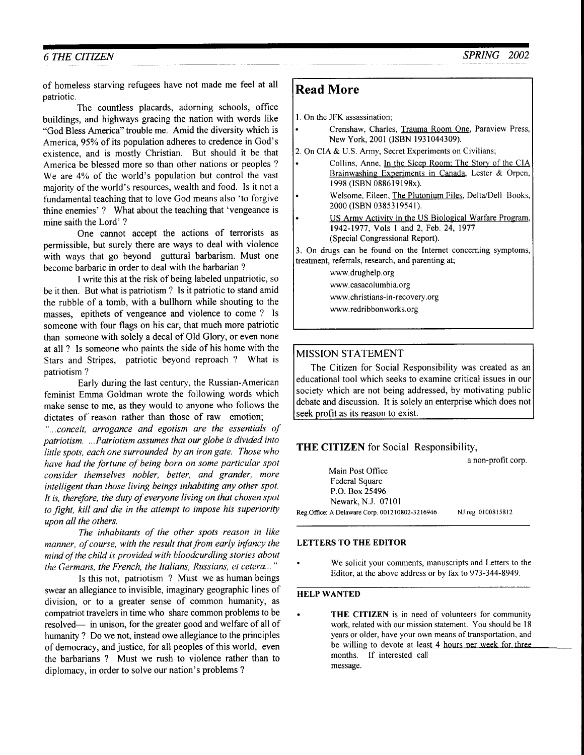of homeless starving refugees have not made me feel at all patriotic.

The countless placards, adorning schools, office buildings, and highways gracing the nation with words like "God Bless America" trouble me. Amid the diversity which is America, 95% of its population adheres to credence in God's existence, and is mostly Christian. But should it be that America be blessed more so than other nations or peoples ? We are 4% of the world's population but control the vast majority of the world's resources, wealth and food. Is it not a fundamental teaching that to love God means also 'to forgive thine enemies' ? What about the teaching that 'vengeance is mine saith the Lord' ?

One cannot accept the actions of terrorists as permissible, but surely there are ways to deal with violence with ways that go beyond guttural barbarism. Must one become barbaric in order to deal with the barbarian ?

I write this at the risk of being labeled unpatriotic, so be it then. But what is patriotism ? Is it patriotic to stand amid the rubble of a tomb, with a bullhorn while shouting to the masses, epithets of vengeance and violence to come ? Is someone with four flags on his car, that much more patriotic than someone with solely a decal of Old Glory, or even none at all ? Is someone who paints the side of his home with the Stars and Stripes, patriotic beyond reproach ? What is patriotism ?

Early during the last century, the Russian-American feminist Emma Goldman wrote the following words which make sense to me, as they would to anyone who follows the dictates of reason rather than those of raw emotion;

"*...conceit, arrogance and egotism are the essentials of patriotism. ...Patriotism assumes that our globe is divided into little spots, each one surrounded by an iron gate. Those who have had the fortune of being born on some particular spot consider themselves nobler, better, and grander, more intelligent than those living beings inhabiting any other spot. It is, therefore, the duty of everyone living on that chosen spot to fight, kill and die in the attempt to impose his superiority upon all the others.*

*The inhabitants of the other spots reason in like manner, of course, with the result that from early infancy the mind of the child is provided with bloodcurdling stories about the Germans, the French, the Italians, Russians, et cetera...*"

Is this not, patriotism ? Must we as human beings swear an allegiance to invisible, imaginary geographic lines of division, or to a greater sense of common humanity, as compatriot travelers in time who share common problems to be resolved— in unison, for the greater good and welfare of all of humanity ? Do we not, instead owe allegiance to the principles of democracy, and justice, for all peoples of this world, even the barbarians ? Must we rush to violence rather than to diplomacy, in order to solve our nation's problems ?

## Read More

1. On the JFK assassination;
   - Crenshaw, Charles, Trauma Room One, Paraview Press, New York, 2001 (ISBN 1931044309).
2. On CIA & U.S. Army, Secret Experiments on Civilians;
   - Collins, Anne, In the Sleep Room: The Story of the CIA Brainwashing Experiments in Canada, Lester & Orpen, 1998 (ISBN 088619198x).
   - Welsome, Eileen, The Plutonium Files, Delta/Dell Books, 2000 (ISBN 0385319541).
   - US Army Activity in the US Biological Warfare Program, 1942-1977, Vols 1 and 2, Feb. 24, 1977 (Special Congressional Report).
3. On drugs can be found on the Internet concerning symptoms, treatment, referrals, research, and parenting at;

   www.drughelp.org
   www.casacolumbia.org
   www.christians-in-recovery.org
   www.redribbonworks.org

## MISSION STATEMENT

The Citizen for Social Responsibility was created as an educational tool which seeks to examine critical issues in our society which are not being addressed, by motivating public debate and discussion. It is solely an enterprise which does not seek profit as its reason to exist.

**THE CITIZEN** for Social Responsibility,

a non-profit corp.

Main Post Office
Federal Square
P.O. Box 25496
Newark, N.J. 07101

Reg.Office: A Delaware Corp. 001210802-3216946 NJ reg. 0100815812

### LETTERS TO THE EDITOR

- We solicit your comments, manuscripts and Letters to the Editor, at the above address or by fax to 973-344-8949.

### HELP WANTED

- **THE CITIZEN** is in need of volunteers for community work, related with our mission statement. You should be 18 years or older, have your own means of transportation, and be willing to devote at least 4 hours per week for three months. If interested call message.